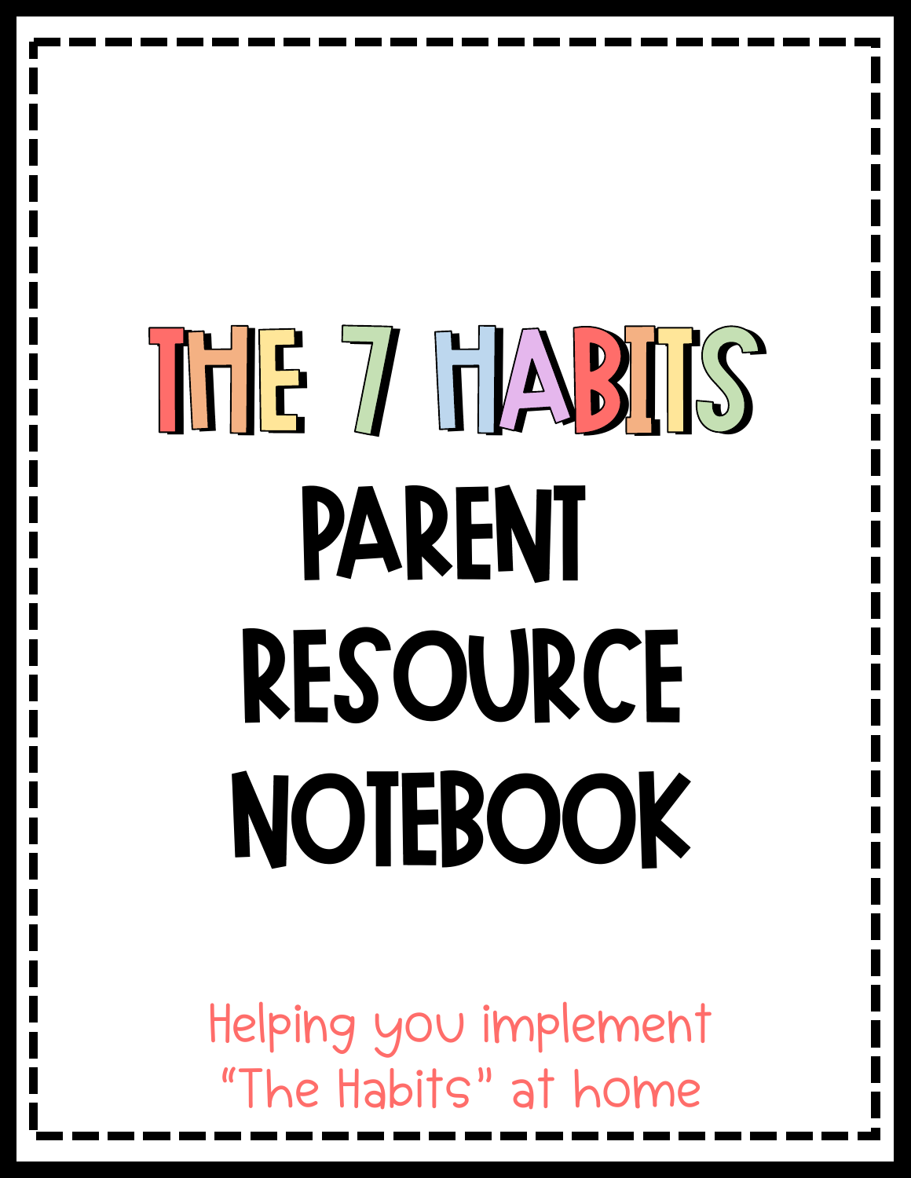# THE 7 HABITS

# PARENT RESOURCE NOTEBOOK

Helping you implement "The Habits" at home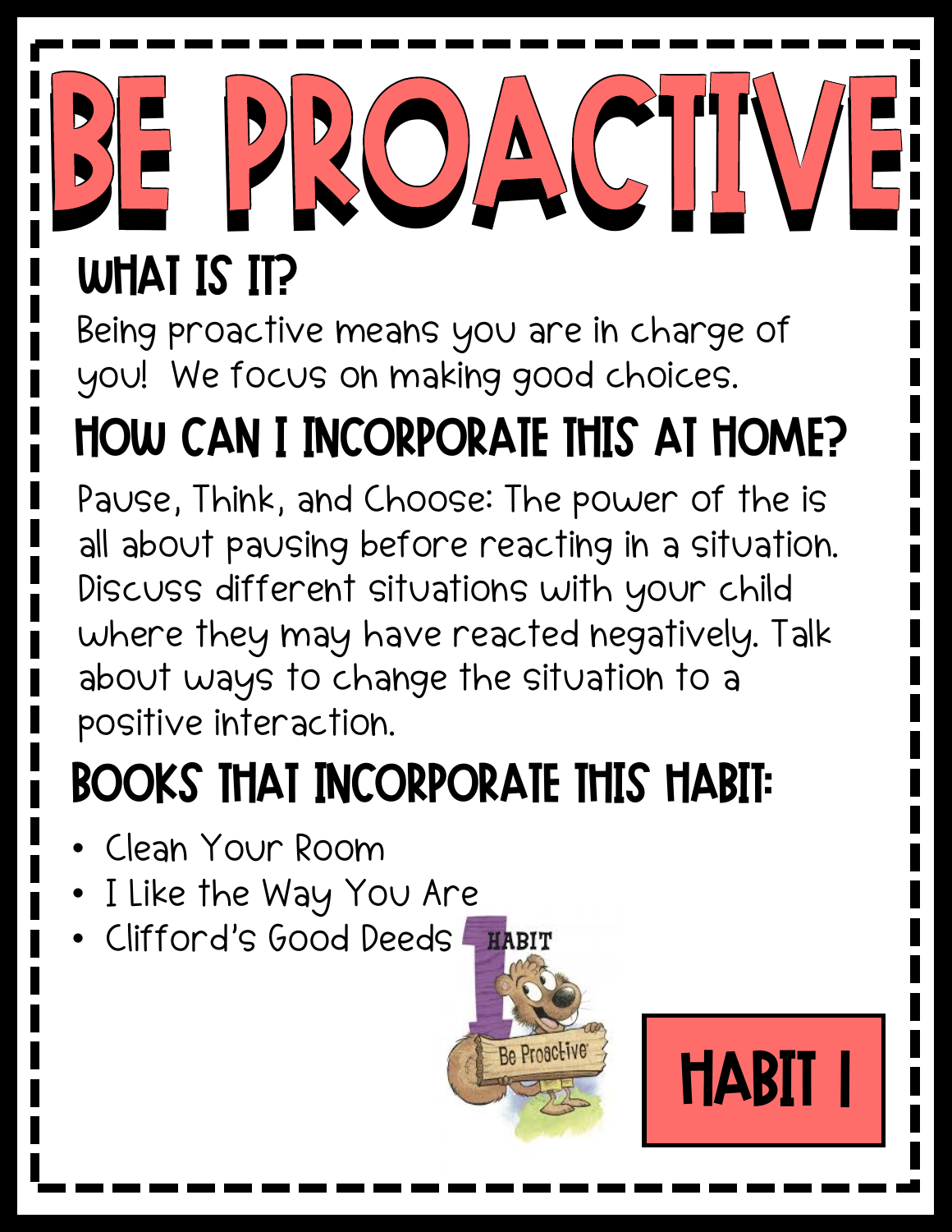# BE PROACTIVE

## WHAT IS IT?

Being proactive means you are in charge of you! We focus on making good choices.

## HOW CAN I INCORPORATE THIS AT HOME?

Pause, Think, and Choose: The power of the is all about pausing before reacting in a situation. Discuss different situations with your child where they may have reacted negatively. Talk about ways to change the situation to a positive interaction.

## BOOKS THAT INCORPORATE THIS HABIT:

- Clean Your Room
- I Like the Way You Are
- Clifford's Good Deeds

HABIT 1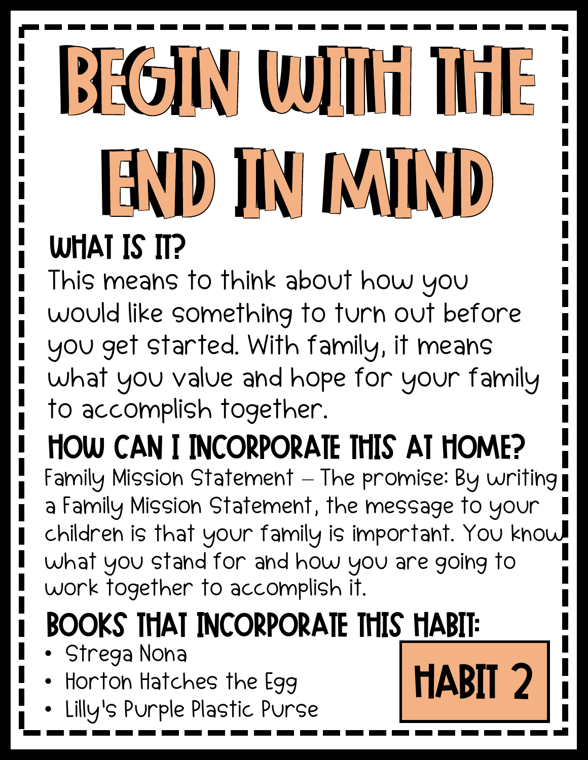# BEGIN WITH THE END IN MIND

## WHAT IS IT?

This means to think about how you would like something to turn out before you get started. With family, it means what you value and hope for your family to accomplish together.

## HOW CAN I INCORPORATE THIS AT HOME?

Family Mission Statement – The promise: By writing a Family Mission Statement, the message to your children is that your family is important. You know what you stand for and how you are going to work together to accomplish it.

## BOOKS THAT INCORPORATE THIS HABIT:

- Strega Nona
- Horton Hatches the Egg
- Lilly's Purple Plastic Purse

**HABIT 2**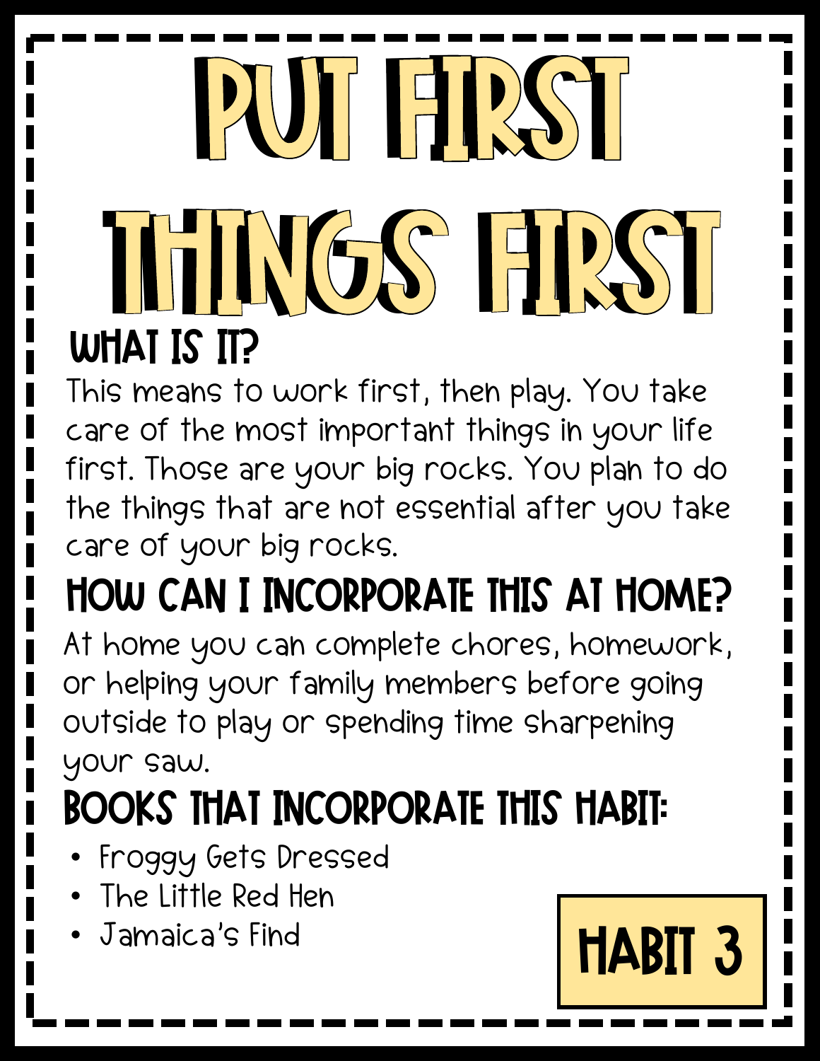# PUT FIRST THINGS FIRST

## WHAT IS IT?

This means to work first, then play. You take care of the most important things in your life first. Those are your big rocks. You plan to do the things that are not essential after you take care of your big rocks.

## HOW CAN I INCORPORATE THIS AT HOME?

At home you can complete chores, homework, or helping your family members before going outside to play or spending time sharpening your saw.

## BOOKS THAT INCORPORATE THIS HABIT:

- Froggy Gets Dressed
- The Little Red Hen
- Jamaica's Find

HABIT 3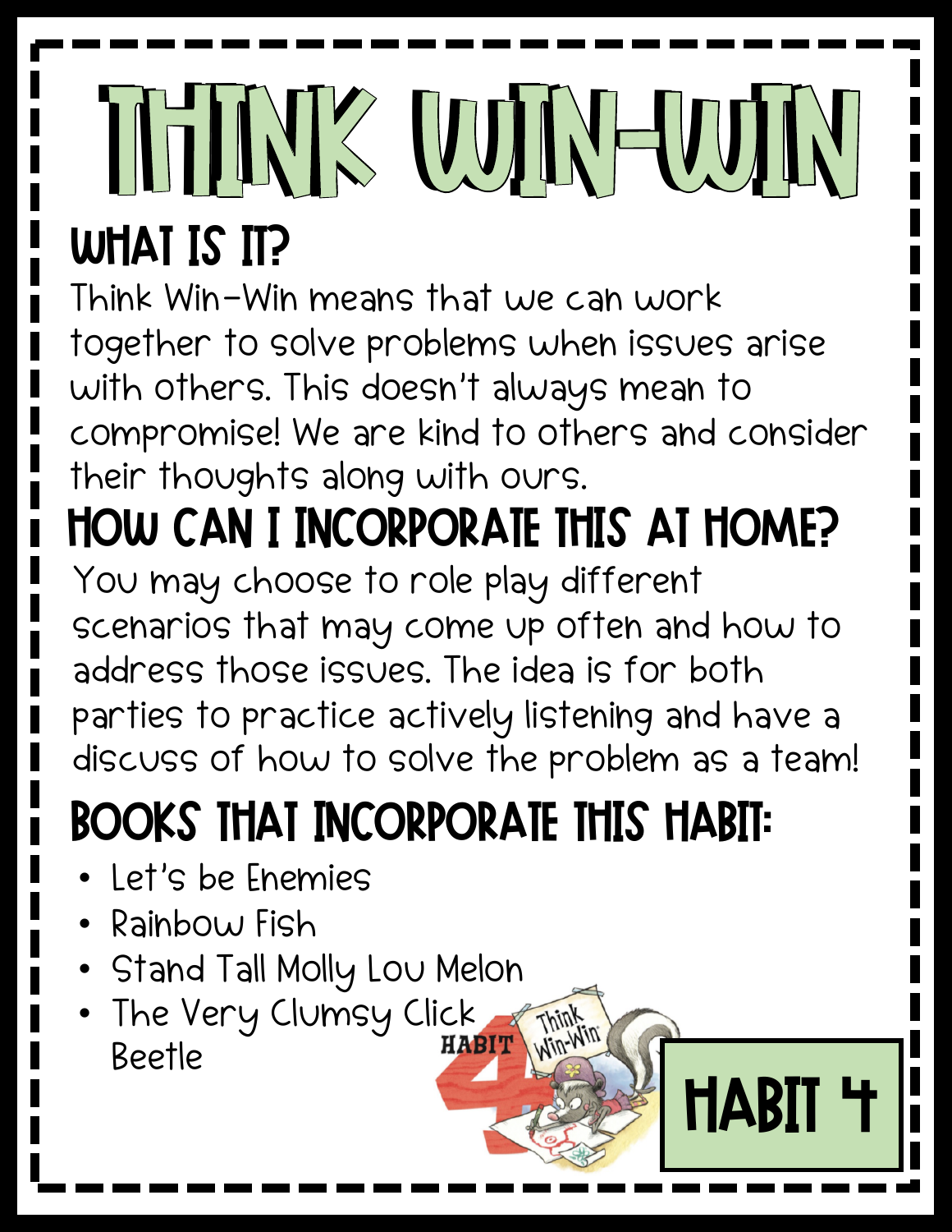# THINK WIN-WIN

## WHAT IS IT?

Think Win-Win means that we can work together to solve problems when issues arise with others. This doesn't always mean to compromise! We are kind to others and consider their thoughts along with ours.

## HOW CAN I INCORPORATE THIS AT HOME?

You may choose to role play different scenarios that may come up often and how to address those issues. The idea is for both parties to practice actively listening and have a discuss of how to solve the problem as a team!

## BOOKS THAT INCORPORATE THIS HABIT:

- Let's be Enemies
- Rainbow Fish
- Stand Tall Molly Lou Melon
- The Very Clumsy Click Beetle

HABIT 4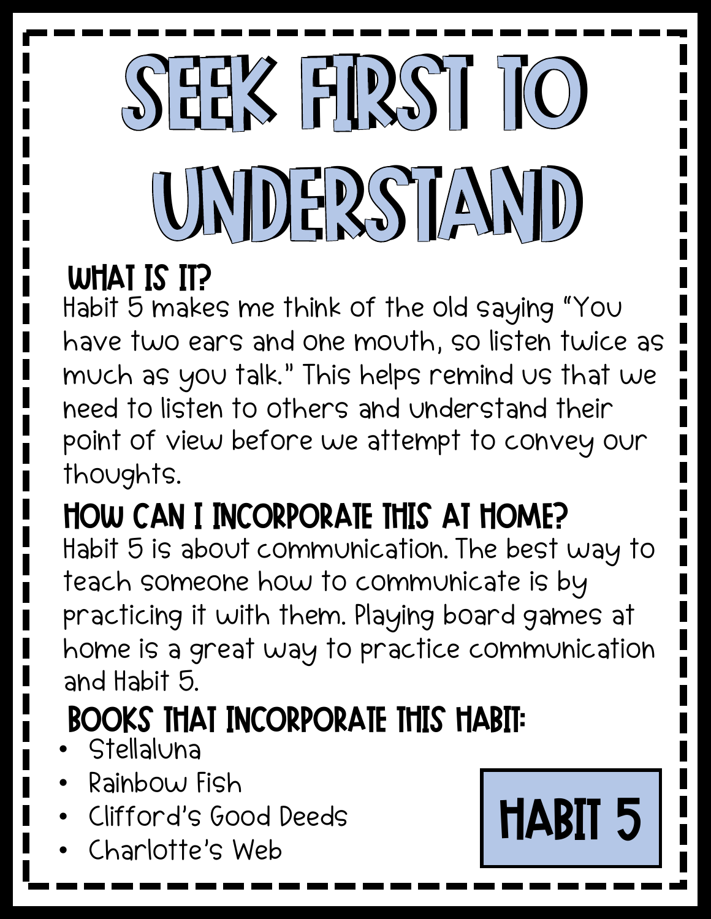# SEEK FIRST TO UNDERSTAND

## WHAT IS IT?

Habit 5 makes me think of the old saying "You have two ears and one mouth, so listen twice as much as you talk." This helps remind us that we need to listen to others and understand their point of view before we attempt to convey our thoughts.

## HOW CAN I INCORPORATE THIS AT HOME?

Habit 5 is about communication. The best way to teach someone how to communicate is by practicing it with them. Playing board games at home is a great way to practice communication and Habit 5.

## BOOKS THAT INCORPORATE THIS HABIT:

- Stellaluna
- Rainbow Fish
- Clifford's Good Deeds
- Charlotte's Web

**HABIT 5**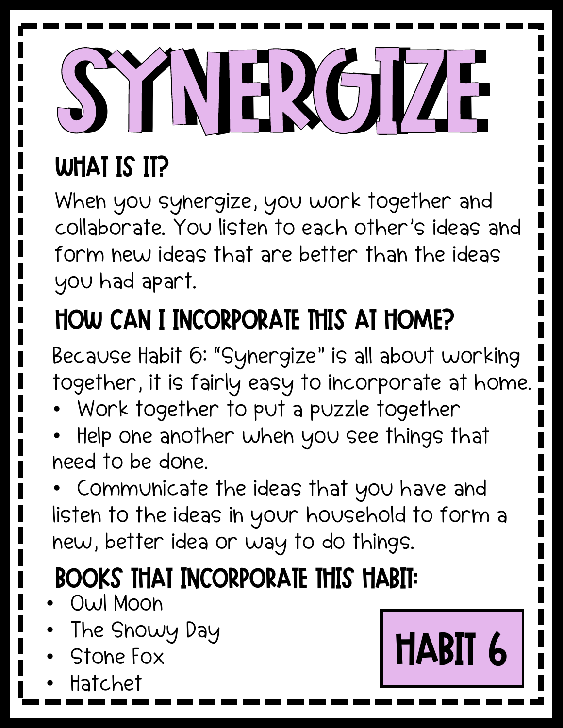# SYNERGIZE

## WHAT IS IT?

When you synergize, you work together and collaborate. You listen to each other's ideas and form new ideas that are better than the ideas you had apart.

## HOW CAN I INCORPORATE THIS AT HOME?

Because Habit 6: "Synergize" is all about working together, it is fairly easy to incorporate at home.

- Work together to put a puzzle together
- Help one another when you see things that need to be done.
- Communicate the ideas that you have and listen to the ideas in your household to form a new, better idea or way to do things.

## BOOKS THAT INCORPORATE THIS HABIT:

- Owl Moon
- The Snowy Day
- Stone Fox
- Hatchet

**HABIT 6**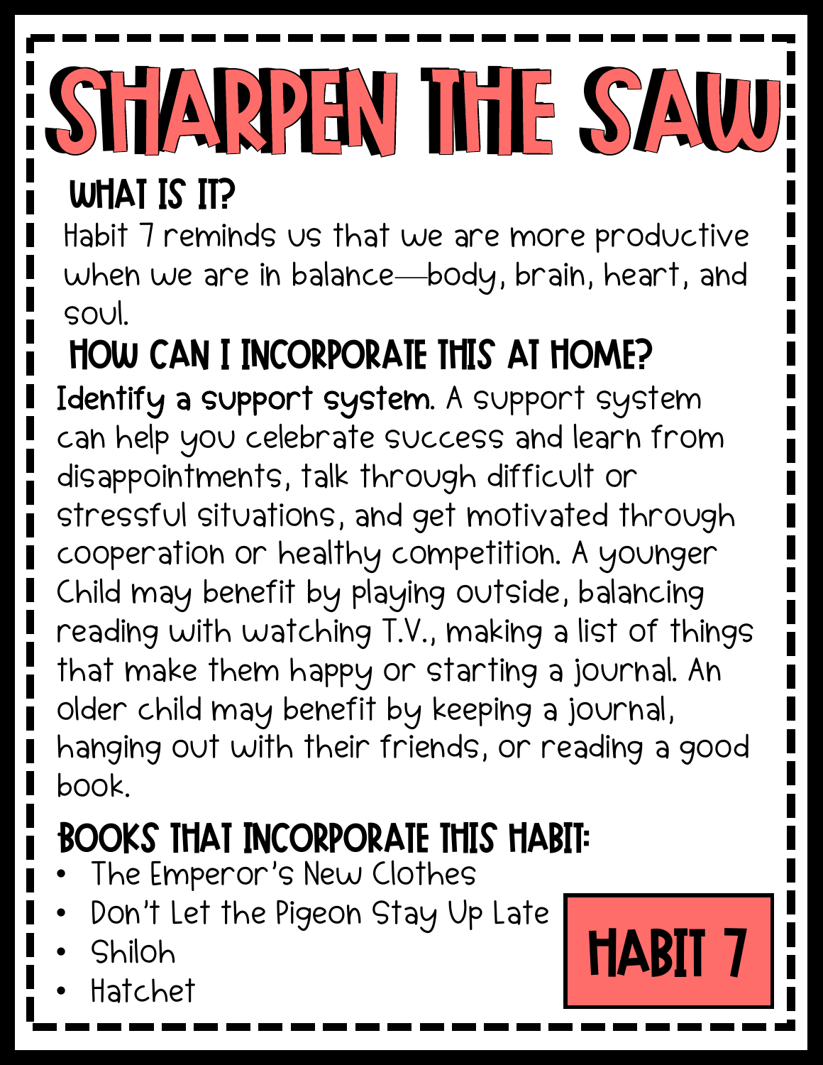# SHARPEN THE SAW

## WHAT IS IT?

Habit 7 reminds us that we are more productive when we are in balance—body, brain, heart, and soul.

## HOW CAN I INCORPORATE THIS AT HOME?

**Identify a support system.** A support system can help you celebrate success and learn from disappointments, talk through difficult or stressful situations, and get motivated through cooperation or healthy competition. A younger Child may benefit by playing outside, balancing reading with watching T.V., making a list of things that make them happy or starting a journal. An older child may benefit by keeping a journal, hanging out with their friends, or reading a good book.

## BOOKS THAT INCORPORATE THIS HABIT:

- The Emperor's New Clothes
- Don't Let the Pigeon Stay Up Late
- Shiloh
- Hatchet

**HABIT 7**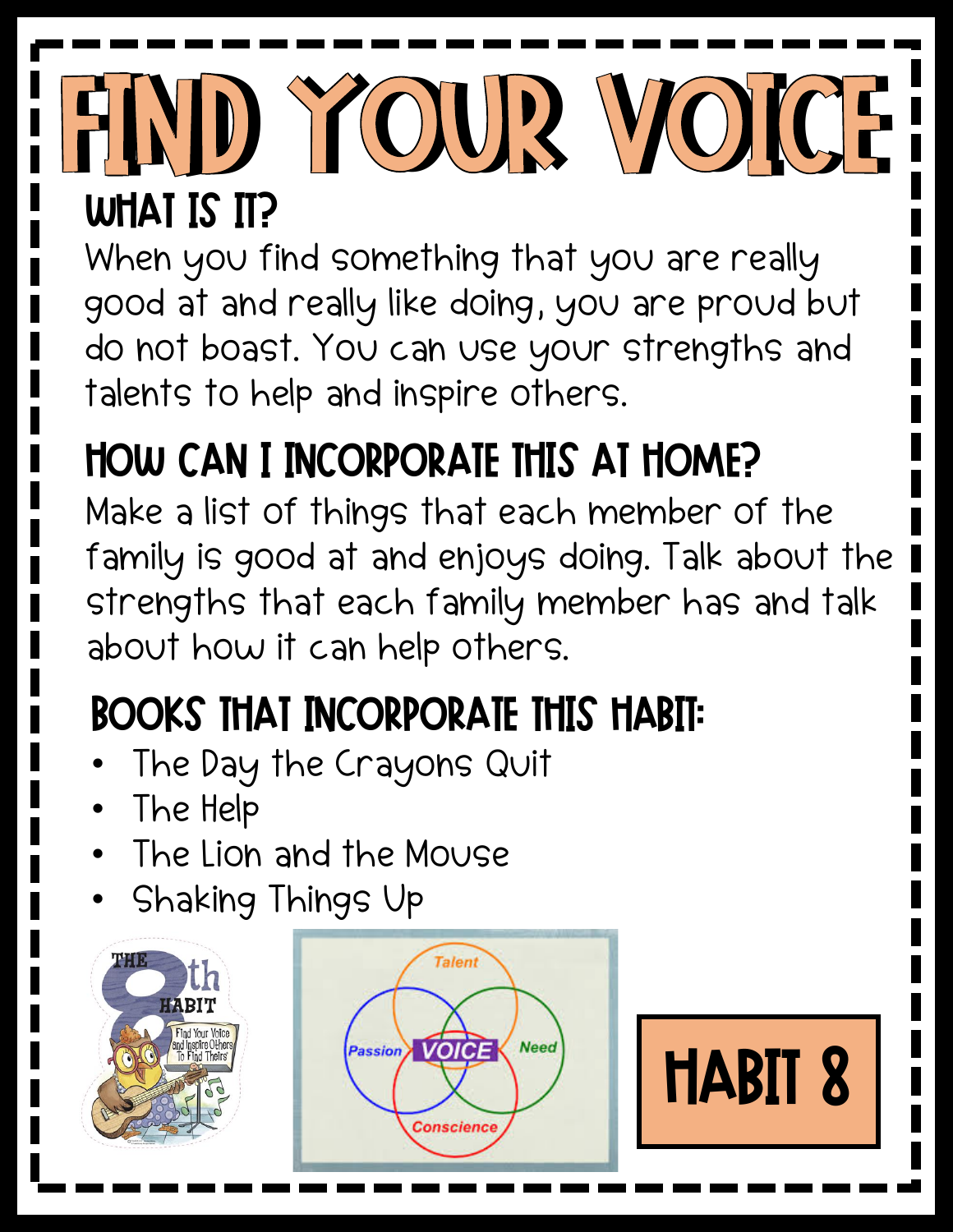# FIND YOUR VOICE

## WHAT IS IT?

When you find something that you are really good at and really like doing, you are proud but do not boast. You can use your strengths and talents to help and inspire others.

## HOW CAN I INCORPORATE THIS AT HOME?

Make a list of things that each member of the family is good at and enjoys doing. Talk about the strengths that each family member has and talk about how it can help others.

## BOOKS THAT INCORPORATE THIS HABIT:

- The Day the Crayons Quit
- The Help
- The Lion and the Mouse
- Shaking Things Up

THE 8th HABIT
Find Your Voice and Inspire Others To Find Theirs

Talent
Passion
VOICE
Need
Conscience

HABIT 8